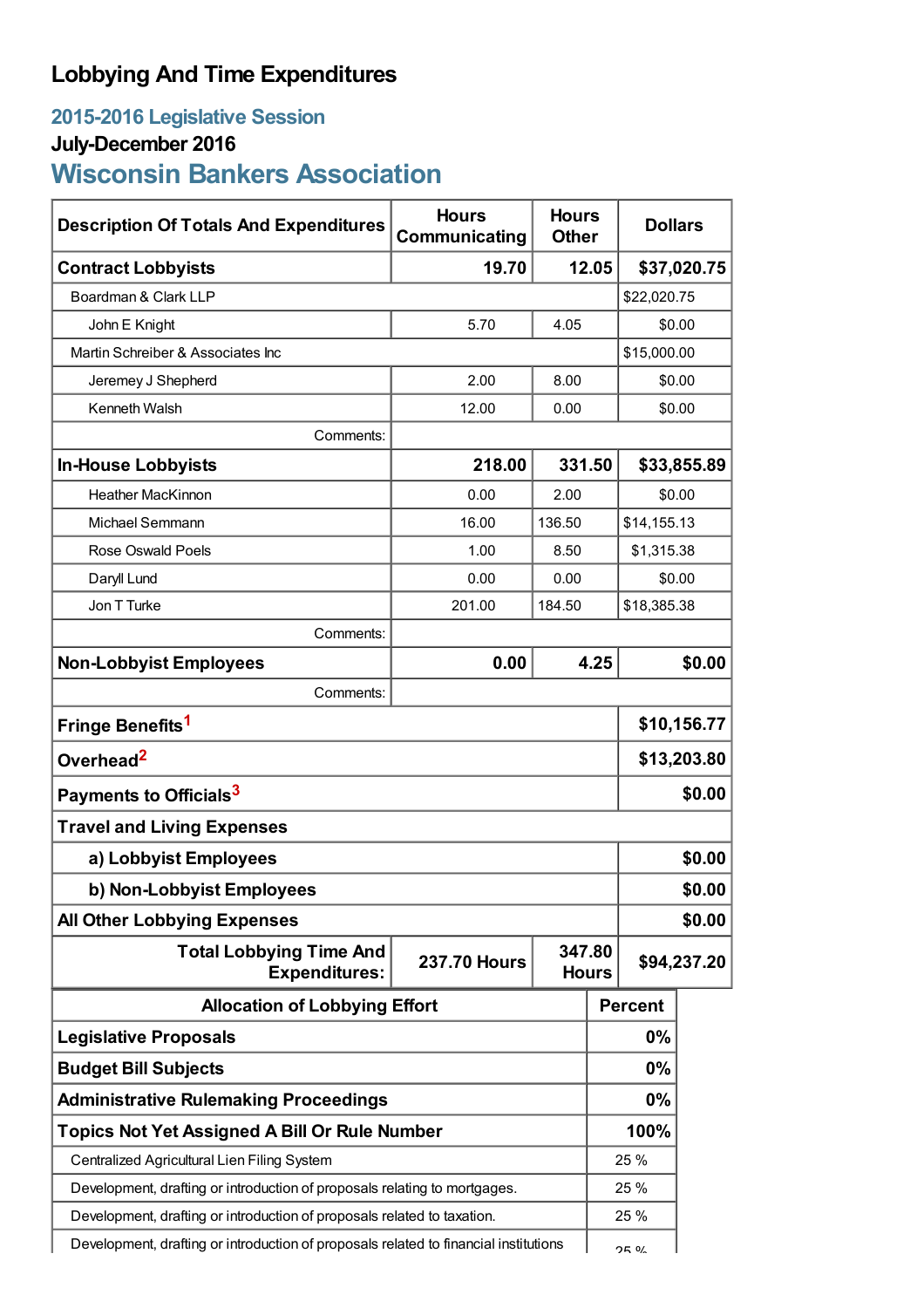# Lobbying And Time Expenditures

## 2015-2016 Legislative Session

### July-December 2016

## Wisconsin Bankers Association

| Description Of Totals And Expenditures | Hours Communicating | Hours Other | Dollars |
|---|---|---|---|
| **Contract Lobbyists** | **19.70** | **12.05** | **$37,020.75** |
| Boardman & Clark LLP | | | $22,020.75 |
| John E Knight | 5.70 | 4.05 | $0.00 |
| Martin Schreiber & Associates Inc | | | $15,000.00 |
| Jeremey J Shepherd | 2.00 | 8.00 | $0.00 |
| Kenneth Walsh | 12.00 | 0.00 | $0.00 |
| Comments: | | | |
| **In-House Lobbyists** | **218.00** | **331.50** | **$33,855.89** |
| Heather MacKinnon | 0.00 | 2.00 | $0.00 |
| Michael Semmann | 16.00 | 136.50 | $14,155.13 |
| Rose Oswald Poels | 1.00 | 8.50 | $1,315.38 |
| Daryll Lund | 0.00 | 0.00 | $0.00 |
| Jon T Turke | 201.00 | 184.50 | $18,385.38 |
| Comments: | | | |
| **Non-Lobbyist Employees** | **0.00** | **4.25** | **$0.00** |
| Comments: | | | |
| **Fringe Benefits**[1] | | | **$10,156.77** |
| **Overhead**[2] | | | **$13,203.80** |
| **Payments to Officials**[3] | | | **$0.00** |
| **Travel and Living Expenses** | | | |
| **a) Lobbyist Employees** | | | **$0.00** |
| **b) Non-Lobbyist Employees** | | | **$0.00** |
| **All Other Lobbying Expenses** | | | **$0.00** |
| **Total Lobbying Time And Expenditures:** | **237.70 Hours** | **347.80 Hours** | **$94,237.20** |

| Allocation of Lobbying Effort | Percent |
|---|---|
| **Legislative Proposals** | **0%** |
| **Budget Bill Subjects** | **0%** |
| **Administrative Rulemaking Proceedings** | **0%** |
| **Topics Not Yet Assigned A Bill Or Rule Number** | **100%** |
| Centralized Agricultural Lien Filing System | 25 % |
| Development, drafting or introduction of proposals relating to mortgages. | 25 % |
| Development, drafting or introduction of proposals related to taxation. | 25 % |
| Development, drafting or introduction of proposals related to financial institutions | 25 % |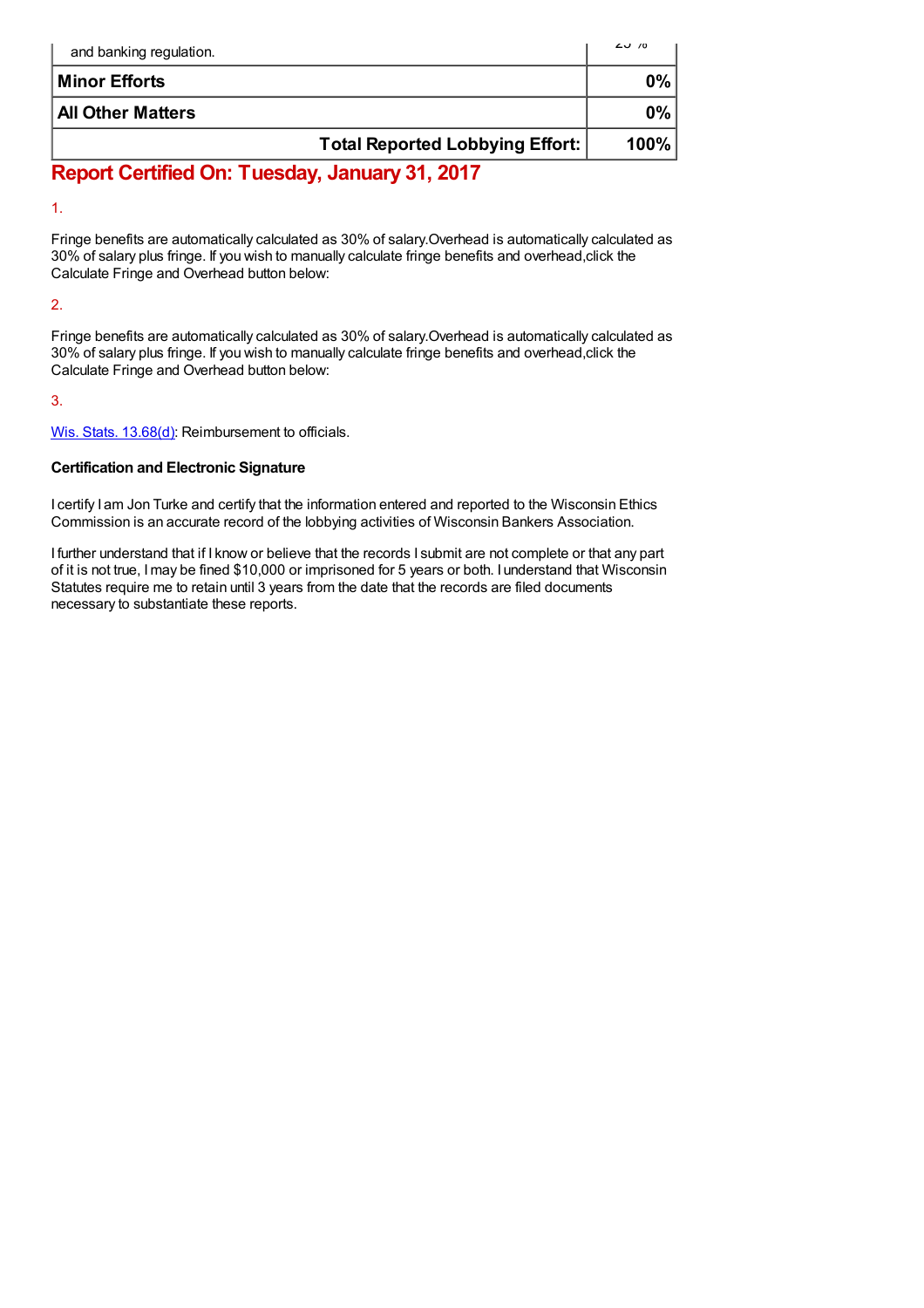| | |
|---|---|
| and banking regulation. | 25 % |
| **Minor Efforts** | **0%** |
| **All Other Matters** | **0%** |
| **Total Reported Lobbying Effort:** | **100%** |

## Report Certified On: Tuesday, January 31, 2017

1.

Fringe benefits are automatically calculated as 30% of salary.Overhead is automatically calculated as 30% of salary plus fringe. If you wish to manually calculate fringe benefits and overhead,click the Calculate Fringe and Overhead button below:

2.

Fringe benefits are automatically calculated as 30% of salary.Overhead is automatically calculated as 30% of salary plus fringe. If you wish to manually calculate fringe benefits and overhead,click the Calculate Fringe and Overhead button below:

3.

Wis. Stats. 13.68(d): Reimbursement to officials.

**Certification and Electronic Signature**

I certify I am Jon Turke and certify that the information entered and reported to the Wisconsin Ethics Commission is an accurate record of the lobbying activities of Wisconsin Bankers Association.

I further understand that if I know or believe that the records I submit are not complete or that any part of it is not true, I may be fined $10,000 or imprisoned for 5 years or both. I understand that Wisconsin Statutes require me to retain until 3 years from the date that the records are filed documents necessary to substantiate these reports.